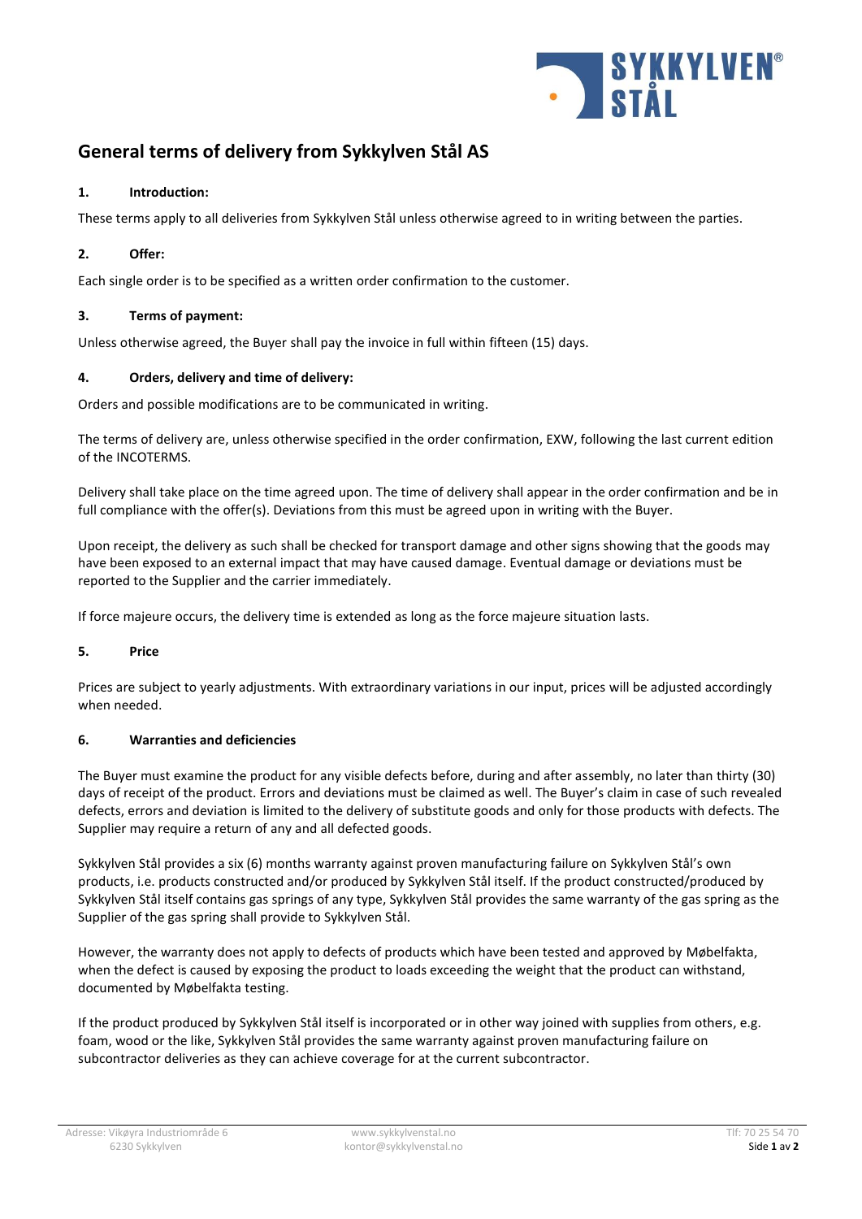# General terms of delivery from Sykkylven Stål AS

## 1. Introduction:

These terms apply to all deliveries from Sykkylven Stål unless otherwise agreed to in writing between the parties.

## 2. Offer:

Each single order is to be specified as a written order confirmation to the customer.

## 3. Terms of payment:

Unless otherwise agreed, the Buyer shall pay the invoice in full within fifteen (15) days.

## 4. Orders, delivery and time of delivery:

Orders and possible modifications are to be communicated in writing.

The terms of delivery are, unless otherwise specified in the order confirmation, EXW, following the last current edition of the INCOTERMS.

Delivery shall take place on the time agreed upon. The time of delivery shall appear in the order confirmation and be in full compliance with the offer(s). Deviations from this must be agreed upon in writing with the Buyer.

Upon receipt, the delivery as such shall be checked for transport damage and other signs showing that the goods may have been exposed to an external impact that may have caused damage. Eventual damage or deviations must be reported to the Supplier and the carrier immediately.

If force majeure occurs, the delivery time is extended as long as the force majeure situation lasts.

## 5. Price

Prices are subject to yearly adjustments. With extraordinary variations in our input, prices will be adjusted accordingly when needed.

## 6. Warranties and deficiencies

The Buyer must examine the product for any visible defects before, during and after assembly, no later than thirty (30) days of receipt of the product. Errors and deviations must be claimed as well. The Buyer's claim in case of such revealed defects, errors and deviation is limited to the delivery of substitute goods and only for those products with defects. The Supplier may require a return of any and all defected goods.

Sykkylven Stål provides a six (6) months warranty against proven manufacturing failure on Sykkylven Stål's own products, i.e. products constructed and/or produced by Sykkylven Stål itself. If the product constructed/produced by Sykkylven Stål itself contains gas springs of any type, Sykkylven Stål provides the same warranty of the gas spring as the Supplier of the gas spring shall provide to Sykkylven Stål.

However, the warranty does not apply to defects of products which have been tested and approved by Møbelfakta, when the defect is caused by exposing the product to loads exceeding the weight that the product can withstand, documented by Møbelfakta testing.

If the product produced by Sykkylven Stål itself is incorporated or in other way joined with supplies from others, e.g. foam, wood or the like, Sykkylven Stål provides the same warranty against proven manufacturing failure on subcontractor deliveries as they can achieve coverage for at the current subcontractor.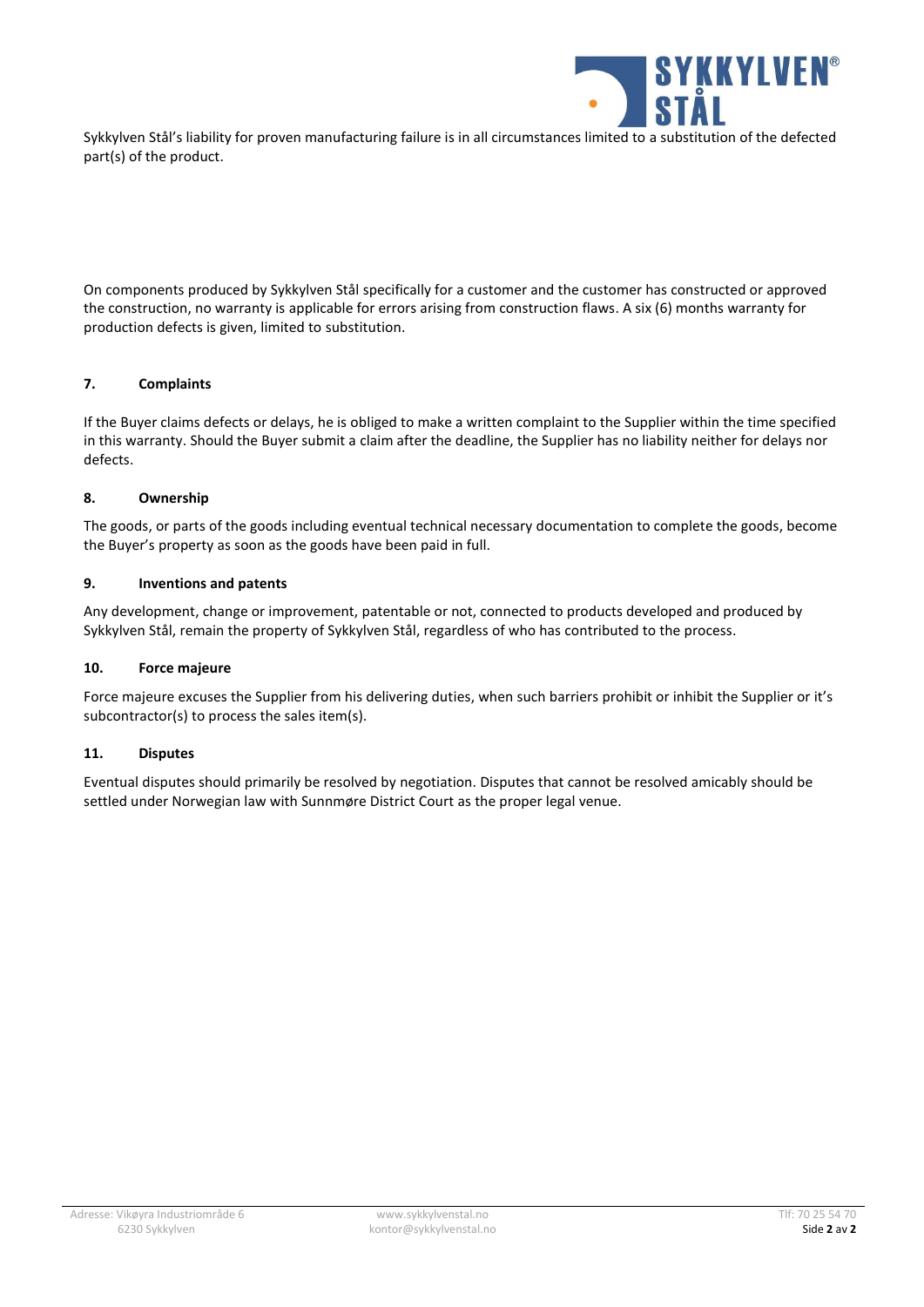Sykkylven Stål's liability for proven manufacturing failure is in all circumstances limited to a substitution of the defected part(s) of the product.

On components produced by Sykkylven Stål specifically for a customer and the customer has constructed or approved the construction, no warranty is applicable for errors arising from construction flaws. A six (6) months warranty for production defects is given, limited to substitution.

### 7. Complaints

If the Buyer claims defects or delays, he is obliged to make a written complaint to the Supplier within the time specified in this warranty. Should the Buyer submit a claim after the deadline, the Supplier has no liability neither for delays nor defects.

### 8. Ownership

The goods, or parts of the goods including eventual technical necessary documentation to complete the goods, become the Buyer's property as soon as the goods have been paid in full.

### 9. Inventions and patents

Any development, change or improvement, patentable or not, connected to products developed and produced by Sykkylven Stål, remain the property of Sykkylven Stål, regardless of who has contributed to the process.

### 10. Force majeure

Force majeure excuses the Supplier from his delivering duties, when such barriers prohibit or inhibit the Supplier or it's subcontractor(s) to process the sales item(s).

### 11. Disputes

Eventual disputes should primarily be resolved by negotiation. Disputes that cannot be resolved amicably should be settled under Norwegian law with Sunnmøre District Court as the proper legal venue.